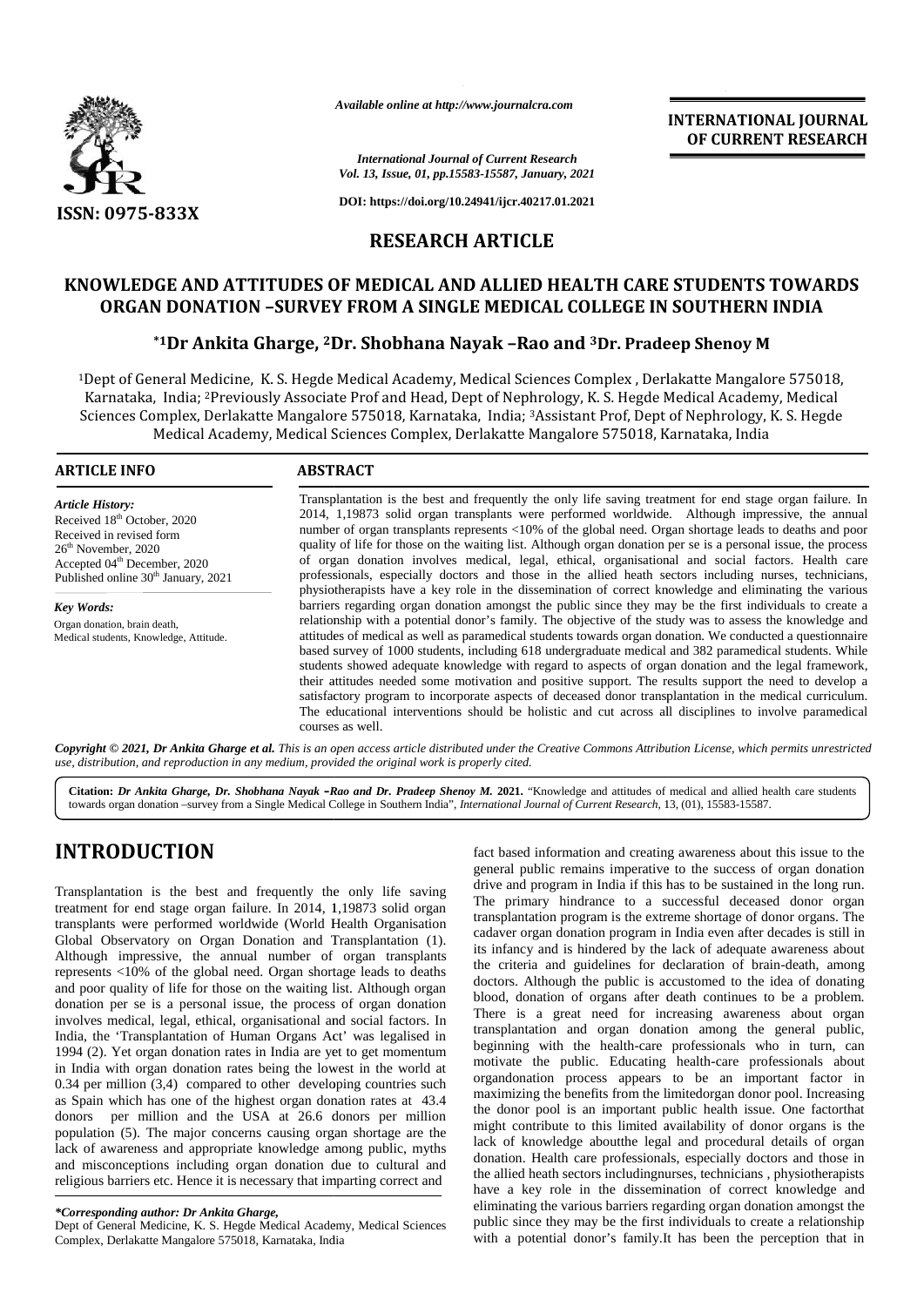*Available online at http://www.journalcra.com*

*International Journal of Current Research*
*Vol. 13, Issue, 01, pp.15583-15587, January, 2021*

**DOI: https://doi.org/10.24941/ijcr.40217.01.2021**

**INTERNATIONAL JOURNAL OF CURRENT RESEARCH**

**ISSN: 0975-833X**

## RESEARCH ARTICLE

# KNOWLEDGE AND ATTITUDES OF MEDICAL AND ALLIED HEALTH CARE STUDENTS TOWARDS ORGAN DONATION –SURVEY FROM A SINGLE MEDICAL COLLEGE IN SOUTHERN INDIA

### *[1]Dr Ankita Gharge, [2]Dr. Shobhana Nayak –Rao and [3]Dr. Pradeep Shenoy M

[1]Dept of General Medicine, K. S. Hegde Medical Academy, Medical Sciences Complex , Derlakatte Mangalore 575018, Karnataka, India; [2]Previously Associate Prof and Head, Dept of Nephrology, K. S. Hegde Medical Academy, Medical Sciences Complex, Derlakatte Mangalore 575018, Karnataka, India; [3]Assistant Prof, Dept of Nephrology, K. S. Hegde Medical Academy, Medical Sciences Complex, Derlakatte Mangalore 575018, Karnataka, India

## ARTICLE INFO

*Article History:*
Received 18th October, 2020
Received in revised form
26th November, 2020
Accepted 04th December, 2020
Published online 30th January, 2021

*Key Words:*
Organ donation, brain death,
Medical students, Knowledge, Attitude.

## ABSTRACT

Transplantation is the best and frequently the only life saving treatment for end stage organ failure. In 2014, 1,19873 solid organ transplants were performed worldwide. Although impressive, the annual number of organ transplants represents <10% of the global need. Organ shortage leads to deaths and poor quality of life for those on the waiting list. Although organ donation per se is a personal issue, the process of organ donation involves medical, legal, ethical, organisational and social factors. Health care professionals, especially doctors and those in the allied heath sectors including nurses, technicians, physiotherapists have a key role in the dissemination of correct knowledge and eliminating the various barriers regarding organ donation amongst the public since they may be the first individuals to create a relationship with a potential donor's family. The objective of the study was to assess the knowledge and attitudes of medical as well as paramedical students towards organ donation. We conducted a questionnaire based survey of 1000 students, including 618 undergraduate medical and 382 paramedical students. While students showed adequate knowledge with regard to aspects of organ donation and the legal framework, their attitudes needed some motivation and positive support. The results support the need to develop a satisfactory program to incorporate aspects of deceased donor transplantation in the medical curriculum. The educational interventions should be holistic and cut across all disciplines to involve paramedical courses as well.

***Copyright © 2021, Dr Ankita Gharge et al.*** *This is an open access article distributed under the Creative Commons Attribution License, which permits unrestricted use, distribution, and reproduction in any medium, provided the original work is properly cited.*

**Citation:** ***Dr Ankita Gharge, Dr. Shobhana Nayak –Rao and Dr. Pradeep Shenoy M.* 2021.** "Knowledge and attitudes of medical and allied health care students towards organ donation –survey from a Single Medical College in Southern India", *International Journal of Current Research*, 13, (01), 15583-15587.

# INTRODUCTION

Transplantation is the best and frequently the only life saving treatment for end stage organ failure. In 2014, 1,19873 solid organ transplants were performed worldwide (World Health Organisation Global Observatory on Organ Donation and Transplantation (1). Although impressive, the annual number of organ transplants represents <10% of the global need. Organ shortage leads to deaths and poor quality of life for those on the waiting list. Although organ donation per se is a personal issue, the process of organ donation involves medical, legal, ethical, organisational and social factors. In India, the 'Transplantation of Human Organs Act' was legalised in 1994 (2). Yet organ donation rates in India are yet to get momentum in India with organ donation rates being the lowest in the world at 0.34 per million (3,4) compared to other developing countries such as Spain which has one of the highest organ donation rates at 43.4 donors per million and the USA at 26.6 donors per million population (5). The major concerns causing organ shortage are the lack of awareness and appropriate knowledge among public, myths and misconceptions including organ donation due to cultural and religious barriers etc. Hence it is necessary that imparting correct and fact based information and creating awareness about this issue to the general public remains imperative to the success of organ donation drive and program in India if this has to be sustained in the long run. The primary hindrance to a successful deceased donor organ transplantation program is the extreme shortage of donor organs. The cadaver organ donation program in India even after decades is still in its infancy and is hindered by the lack of adequate awareness about the criteria and guidelines for declaration of brain-death, among doctors. Although the public is accustomed to the idea of donating blood, donation of organs after death continues to be a problem. There is a great need for increasing awareness about organ transplantation and organ donation among the general public, beginning with the health-care professionals who in turn, can motivate the public. Educating health-care professionals about organdonation process appears to be an important factor in maximizing the benefits from the limitedorgan donor pool. Increasing the donor pool is an important public health issue. One factorthat might contribute to this limited availability of donor organs is the lack of knowledge aboutthe legal and procedural details of organ donation. Health care professionals, especially doctors and those in the allied heath sectors includingnurses, technicians , physiotherapists have a key role in the dissemination of correct knowledge and eliminating the various barriers regarding organ donation amongst the public since they may be the first individuals to create a relationship with a potential donor's family.It has been the perception that in

**\*Corresponding author: Dr Ankita Gharge,**
Dept of General Medicine, K. S. Hegde Medical Academy, Medical Sciences Complex, Derlakatte Mangalore 575018, Karnataka, India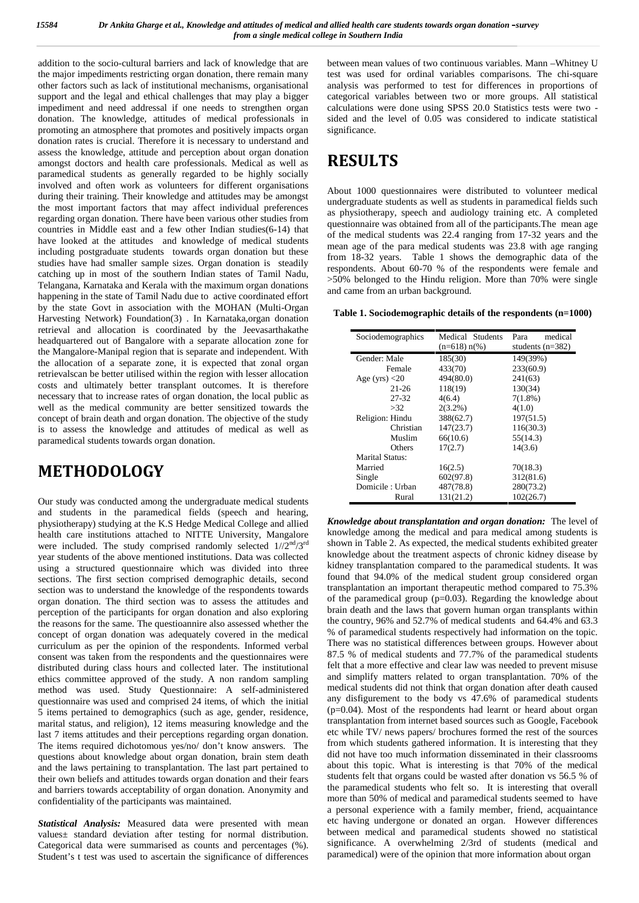addition to the socio-cultural barriers and lack of knowledge that are the major impediments restricting organ donation, there remain many other factors such as lack of institutional mechanisms, organisational support and the legal and ethical challenges that may play a bigger impediment and need addressal if one needs to strengthen organ donation. The knowledge, attitudes of medical professionals in promoting an atmosphere that promotes and positively impacts organ donation rates is crucial. Therefore it is necessary to understand and assess the knowledge, attitude and perception about organ donation amongst doctors and health care professionals. Medical as well as paramedical students as generally regarded to be highly socially involved and often work as volunteers for different organisations during their training. Their knowledge and attitudes may be amongst the most important factors that may affect individual preferences regarding organ donation. There have been various other studies from countries in Middle east and a few other Indian studies(6-14) that have looked at the attitudes and knowledge of medical students including postgraduate students towards organ donation but these studies have had smaller sample sizes. Organ donation is steadily catching up in most of the southern Indian states of Tamil Nadu, Telangana, Karnataka and Kerala with the maximum organ donations happening in the state of Tamil Nadu due to active coordinated effort by the state Govt in association with the MOHAN (Multi-Organ Harvesting Network) Foundation(3) . In Karnataka,organ donation retrieval and allocation is coordinated by the Jeevasarthakathe headquartered out of Bangalore with a separate allocation zone for the Mangalore-Manipal region that is separate and independent. With the allocation of a separate zone, it is expected that zonal organ retrievalscan be better utilised within the region with lesser allocation costs and ultimately better transplant outcomes. It is therefore necessary that to increase rates of organ donation, the local public as well as the medical community are better sensitized towards the concept of brain death and organ donation. The objective of the study is to assess the knowledge and attitudes of medical as well as paramedical students towards organ donation.

# METHODOLOGY

Our study was conducted among the undergraduate medical students and students in the paramedical fields (speech and hearing, physiotherapy) studying at the K.S Hedge Medical College and allied health care institutions attached to NITTE University, Mangalore were included. The study comprised randomly selected 1//2nd/3rd year students of the above mentioned institutions. Data was collected using a structured questionnaire which was divided into three sections. The first section comprised demographic details, second section was to understand the knowledge of the respondents towards organ donation. The third section was to assess the attitudes and perception of the participants for organ donation and also exploring the reasons for the same. The questioannire also assessed whether the concept of organ donation was adequately covered in the medical curriculum as per the opinion of the respondents. Informed verbal consent was taken from the respondents and the questionnaires were distributed during class hours and collected later. The institutional ethics committee approved of the study. A non random sampling method was used. Study Questionnaire: A self-administered questionnaire was used and comprised 24 items, of which the initial 5 items pertained to demographics (such as age, gender, residence, marital status, and religion), 12 items measuring knowledge and the last 7 items attitudes and their perceptions regarding organ donation. The items required dichotomous yes/no/ don't know answers. The questions about knowledge about organ donation, brain stem death and the laws pertaining to transplantation. The last part pertained to their own beliefs and attitudes towards organ donation and their fears and barriers towards acceptability of organ donation. Anonymity and confidentiality of the participants was maintained.

***Statistical Analysis:*** Measured data were presented with mean values± standard deviation after testing for normal distribution. Categorical data were summarised as counts and percentages (%). Student's t test was used to ascertain the significance of differences between mean values of two continuous variables. Mann –Whitney U test was used for ordinal variables comparisons. The chi-square analysis was performed to test for differences in proportions of categorical variables between two or more groups. All statistical calculations were done using SPSS 20.0 Statistics tests were two - sided and the level of 0.05 was considered to indicate statistical significance.

# RESULTS

About 1000 questionnaires were distributed to volunteer medical undergraduate students as well as students in paramedical fields such as physiotherapy, speech and audiology training etc. A completed questionnaire was obtained from all of the participants.The mean age of the medical students was 22.4 ranging from 17-32 years and the mean age of the para medical students was 23.8 with age ranging from 18-32 years. Table 1 shows the demographic data of the respondents. About 60-70 % of the respondents were female and >50% belonged to the Hindu religion. More than 70% were single and came from an urban background.

**Table 1. Sociodemographic details of the respondents (n=1000)**

| Sociodemographics | Medical Students (n=618) n(%) | Para medical students (n=382) |
|---|---|---|
| Gender: Male | 185(30) | 149(39%) |
| Female | 433(70) | 233(60.9) |
| Age (yrs) <20 | 494(80.0) | 241(63) |
| 21-26 | 118(19) | 130(34) |
| 27-32 | 4(6.4) | 7(1.8%) |
| >32 | 2(3.2%) | 4(1.0) |
| Religion: Hindu | 388(62.7) | 197(51.5) |
| Christian | 147(23.7) | 116(30.3) |
| Muslim | 66(10.6) | 55(14.3) |
| Others | 17(2.7) | 14(3.6) |
| Marital Status: | | |
| Married | 16(2.5) | 70(18.3) |
| Single | 602(97.8) | 312(81.6) |
| Domicile : Urban | 487(78.8) | 280(73.2) |
| Rural | 131(21.2) | 102(26.7) |

***Knowledge about transplantation and organ donation:*** The level of knowledge among the medical and para medical among students is shown in Table 2. As expected, the medical students exhibited greater knowledge about the treatment aspects of chronic kidney disease by kidney transplantation compared to the paramedical students. It was found that 94.0% of the medical student group considered organ transplantation an important therapeutic method compared to 75.3% of the paramedical group (p=0.03). Regarding the knowledge about brain death and the laws that govern human organ transplants within the country, 96% and 52.7% of medical students and 64.4% and 63.3 % of paramedical students respectively had information on the topic. There was no statistical differences between groups. However about 87.5 % of medical students and 77.7% of the paramedical students felt that a more effective and clear law was needed to prevent misuse and simplify matters related to organ transplantation. 70% of the medical students did not think that organ donation after death caused any disfigurement to the body vs 47.6% of paramedical students (p=0.04). Most of the respondents had learnt or heard about organ transplantation from internet based sources such as Google, Facebook etc while TV/ news papers/ brochures formed the rest of the sources from which students gathered information. It is interesting that they did not have too much information disseminated in their classrooms about this topic. What is interesting is that 70% of the medical students felt that organs could be wasted after donation vs 56.5 % of the paramedical students who felt so. It is interesting that overall more than 50% of medical and paramedical students seemed to have a personal experience with a family member, friend, acquaintance etc having undergone or donated an organ. However differences between medical and paramedical students showed no statistical significance. A overwhelming 2/3rd of students (medical and paramedical) were of the opinion that more information about organ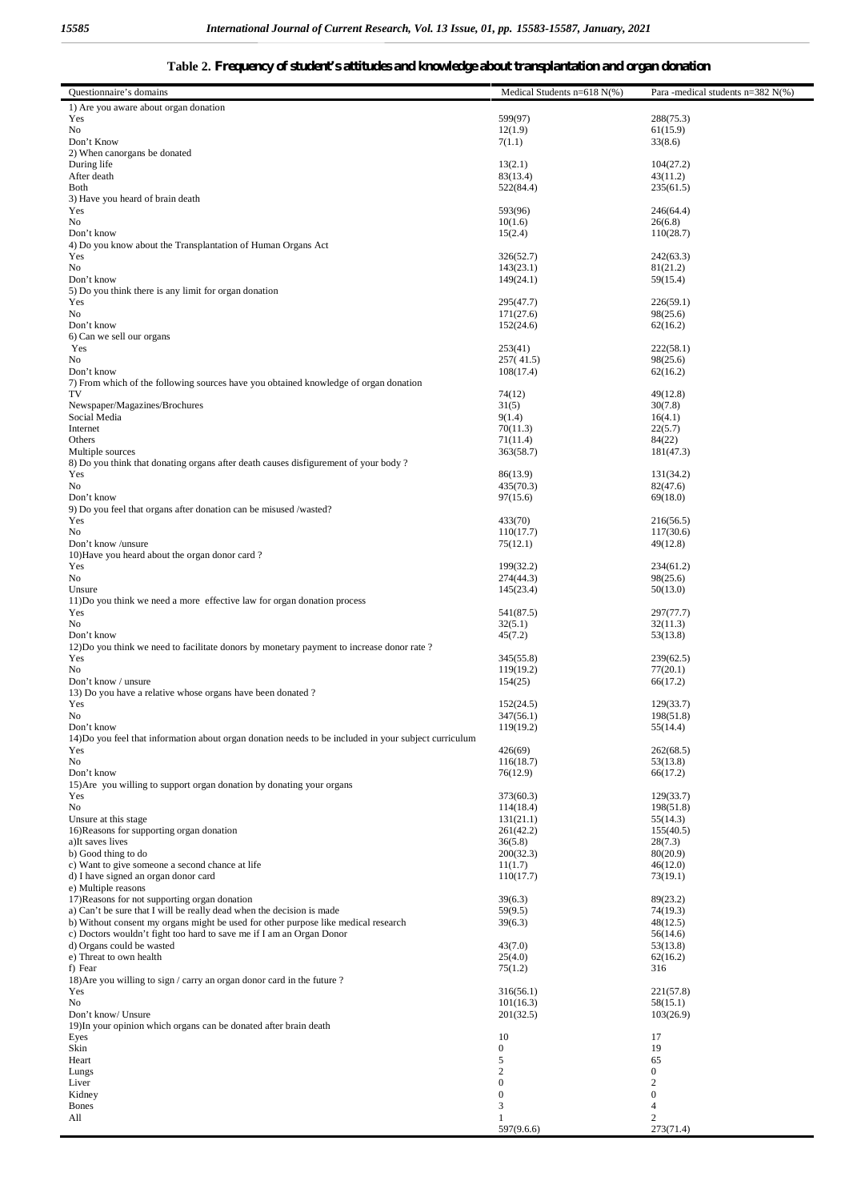**Table 2. Frequency of student's attitudes and knowledge about transplantation and organ donation**

| Questionnaire's domains | Medical Students n=618 N(%) | Para -medical students n=382 N(%) |
|---|---|---|
| 1) Are you aware about organ donation | | |
| Yes | 599(97) | 288(75.3) |
| No | 12(1.9) | 61(15.9) |
| Don't Know | 7(1.1) | 33(8.6) |
| 2) When canorgans be donated | | |
| During life | 13(2.1) | 104(27.2) |
| After death | 83(13.4) | 43(11.2) |
| Both | 522(84.4) | 235(61.5) |
| 3) Have you heard of brain death | | |
| Yes | 593(96) | 246(64.4) |
| No | 10(1.6) | 26(6.8) |
| Don't know | 15(2.4) | 110(28.7) |
| 4) Do you know about the Transplantation of Human Organs Act | | |
| Yes | 326(52.7) | 242(63.3) |
| No | 143(23.1) | 81(21.2) |
| Don't know | 149(24.1) | 59(15.4) |
| 5) Do you think there is any limit for organ donation | | |
| Yes | 295(47.7) | 226(59.1) |
| No | 171(27.6) | 98(25.6) |
| Don't know | 152(24.6) | 62(16.2) |
| 6) Can we sell our organs | | |
| Yes | 253(41) | 222(58.1) |
| No | 257( 41.5) | 98(25.6) |
| Don't know | 108(17.4) | 62(16.2) |
| 7) From which of the following sources have you obtained knowledge of organ donation | | |
| TV | 74(12) | 49(12.8) |
| Newspaper/Magazines/Brochures | 31(5) | 30(7.8) |
| Social Media | 9(1.4) | 16(4.1) |
| Internet | 70(11.3) | 22(5.7) |
| Others | 71(11.4) | 84(22) |
| Multiple sources | 363(58.7) | 181(47.3) |
| 8) Do you think that donating organs after death causes disfigurement of your body ? | | |
| Yes | 86(13.9) | 131(34.2) |
| No | 435(70.3) | 82(47.6) |
| Don't know | 97(15.6) | 69(18.0) |
| 9) Do you feel that organs after donation can be misused /wasted? | | |
| Yes | 433(70) | 216(56.5) |
| No | 110(17.7) | 117(30.6) |
| Don't know /unsure | 75(12.1) | 49(12.8) |
| 10)Have you heard about the organ donor card ? | | |
| Yes | 199(32.2) | 234(61.2) |
| No | 274(44.3) | 98(25.6) |
| Unsure | 145(23.4) | 50(13.0) |
| 11)Do you think we need a more effective law for organ donation process | | |
| Yes | 541(87.5) | 297(77.7) |
| No | 32(5.1) | 32(11.3) |
| Don't know | 45(7.2) | 53(13.8) |
| 12)Do you think we need to facilitate donors by monetary payment to increase donor rate ? | | |
| Yes | 345(55.8) | 239(62.5) |
| No | 119(19.2) | 77(20.1) |
| Don't know / unsure | 154(25) | 66(17.2) |
| 13) Do you have a relative whose organs have been donated ? | | |
| Yes | 152(24.5) | 129(33.7) |
| No | 347(56.1) | 198(51.8) |
| Don't know | 119(19.2) | 55(14.4) |
| 14)Do you feel that information about organ donation needs to be included in your subject curriculum | | |
| Yes | 426(69) | 262(68.5) |
| No | 116(18.7) | 53(13.8) |
| Don't know | 76(12.9) | 66(17.2) |
| 15)Are you willing to support organ donation by donating your organs | | |
| Yes | 373(60.3) | 129(33.7) |
| No | 114(18.4) | 198(51.8) |
| Unsure at this stage | 131(21.1) | 55(14.3) |
| 16)Reasons for supporting organ donation | 261(42.2) | 155(40.5) |
| a)It saves lives | 36(5.8) | 28(7.3) |
| b) Good thing to do | 200(32.3) | 80(20.9) |
| c) Want to give someone a second chance at life | 11(1.7) | 46(12.0) |
| d) I have signed an organ donor card | 110(17.7) | 73(19.1) |
| e) Multiple reasons | | |
| 17)Reasons for not supporting organ donation | 39(6.3) | 89(23.2) |
| a) Can't be sure that I will be really dead when the decision is made | 59(9.5) | 74(19.3) |
| b) Without consent my organs might be used for other purpose like medical research | 39(6.3) | 48(12.5) |
| c) Doctors wouldn't fight too hard to save me if I am an Organ Donor | | 56(14.6) |
| d) Organs could be wasted | 43(7.0) | 53(13.8) |
| e) Threat to own health | 25(4.0) | 62(16.2) |
| f) Fear | 75(1.2) | 316 |
| 18)Are you willing to sign / carry an organ donor card in the future ? | | |
| Yes | 316(56.1) | 221(57.8) |
| No | 101(16.3) | 58(15.1) |
| Don't know/ Unsure | 201(32.5) | 103(26.9) |
| 19)In your opinion which organs can be donated after brain death | | |
| Eyes | 10 | 17 |
| Skin | 0 | 19 |
| Heart | 5 | 65 |
| Lungs | 2 | 0 |
| Liver | 0 | 2 |
| Kidney | 0 | 0 |
| Bones | 3 | 4 |
| All | 1 | 2 |
| | 597(9.6.6) | 273(71.4) |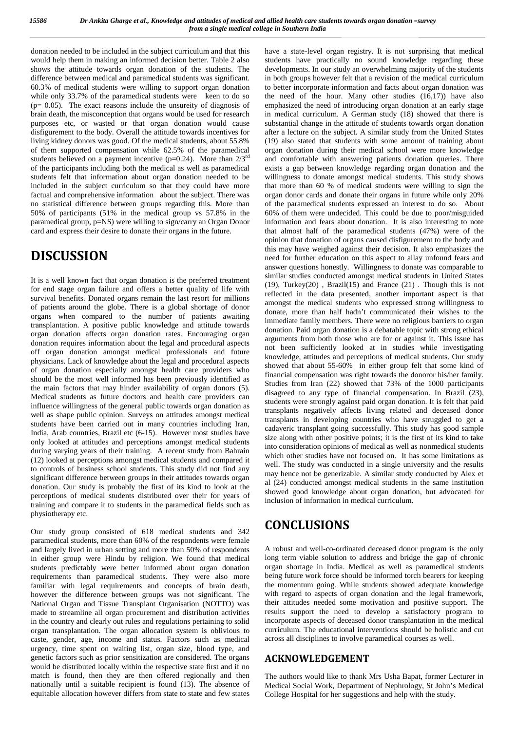donation needed to be included in the subject curriculum and that this would help them in making an informed decision better. Table 2 also shows the attitude towards organ donation of the students. The difference between medical and paramedical students was significant. 60.3% of medical students were willing to support organ donation while only 33.7% of the paramedical students were keen to do so ($p= 0.05$). The exact reasons include the unsureity of diagnosis of brain death, the misconception that organs would be used for research purposes etc, or wasted or that organ donation would cause disfigurement to the body. Overall the attitude towards incentives for living kidney donors was good. Of the medical students, about 55.8% of them supported compensation while 62.5% of the paramedical students believed on a payment incentive ($p=0.24$). More than $2/3^{rd}$ of the participants including both the medical as well as paramedical students felt that information about organ donation needed to be included in the subject curriculum so that they could have more factual and comprehensive information about the subject. There was no statistical difference between groups regarding this. More than 50% of participants (51% in the medical group vs 57.8% in the paramedical group, p=NS) were willing to sign/carry an Organ Donor card and express their desire to donate their organs in the future.

# DISCUSSION

It is a well known fact that organ donation is the preferred treatment for end stage organ failure and offers a better quality of life with survival benefits. Donated organs remain the last resort for millions of patients around the globe. There is a global shortage of donor organs when compared to the number of patients awaiting transplantation. A positive public knowledge and attitude towards organ donation affects organ donation rates. Encouraging organ donation requires information about the legal and procedural aspects off organ donation amongst medical professionals and future physicians. Lack of knowledge about the legal and procedural aspects of organ donation especially amongst health care providers who should be the most well informed has been previously identified as the main factors that may hinder availability of organ donors (5). Medical students as future doctors and health care providers can influence willingness of the general public towards organ donation as well as shape public opinion. Surveys on attitudes amongst medical students have been carried out in many countries including Iran, India, Arab countries, Brazil etc (6-15). However most studies have only looked at attitudes and perceptions amongst medical students during varying years of their training. A recent study from Bahrain (12) looked at perceptions amongst medical students and compared it to controls of business school students. This study did not find any significant difference between groups in their attitudes towards organ donation. Our study is probably the first of its kind to look at the perceptions of medical students distributed over their for years of training and compare it to students in the paramedical fields such as physiotherapy etc.

Our study group consisted of 618 medical students and 342 paramedical students, more than 60% of the respondents were female and largely lived in urban setting and more than 50% of respondents in either group were Hindu by religion. We found that medical students predictably were better informed about organ donation requirements than paramedical students. They were also more familiar with legal requirements and concepts of brain death, however the difference between groups was not significant. The National Organ and Tissue Transplant Organisation (NOTTO) was made to streamline all organ procurement and distribution activities in the country and clearly out rules and regulations pertaining to solid organ transplantation. The organ allocation system is oblivious to caste, gender, age, income and status. Factors such as medical urgency, time spent on waiting list, organ size, blood type, and genetic factors such as prior sensitization are considered. The organs would be distributed locally within the respective state first and if no match is found, then they are then offered regionally and then nationally until a suitable recipient is found (13). The absence of equitable allocation however differs from state to state and few states have a state-level organ registry. It is not surprising that medical students have practically no sound knowledge regarding these developments. In our study an overwhelming majority of the students in both groups however felt that a revision of the medical curriculum to better incorporate information and facts about organ donation was the need of the hour. Many other studies (16,17)) have also emphasized the need of introducing organ donation at an early stage in medical curriculum. A German study (18) showed that there is substantial change in the attitude of students towards organ donation after a lecture on the subject. A similar study from the United States (19) also stated that students with some amount of training about organ donation during their medical school were more knowledge and comfortable with answering patients donation queries. There exists a gap between knowledge regarding organ donation and the willingness to donate amongst medical students. This study shows that more than 60 % of medical students were willing to sign the organ donor cards and donate their organs in future while only 20% of the paramedical students expressed an interest to do so. About 60% of them were undecided. This could be due to poor/misguided information and fears about donation. It is also interesting to note that almost half of the paramedical students (47%) were of the opinion that donation of organs caused disfigurement to the body and this may have weighed against their decision. It also emphasizes the need for further education on this aspect to allay unfound fears and answer questions honestly. Willingness to donate was comparable to similar studies conducted amongst medical students in United States (19), Turkey(20) , Brazil(15) and France (21) . Though this is not reflected in the data presented, another important aspect is that amongst the medical students who expressed strong willingness to donate, more than half hadn't communicated their wishes to the immediate family members. There were no religious barriers to organ donation. Paid organ donation is a debatable topic with strong ethical arguments from both those who are for or against it. This issue has not been sufficiently looked at in studies while investigating knowledge, attitudes and perceptions of medical students. Our study showed that about 55-60% in either group felt that some kind of financial compensation was right towards the donoror his/her family. Studies from Iran (22) showed that 73% of the 1000 participants disagreed to any type of financial compensation. In Brazil (23), students were strongly against paid organ donation. It is felt that paid transplants negatively affects living related and deceased donor transplants in developing countries who have struggled to get a cadaveric transplant going successfully. This study has good sample size along with other positive points; it is the first of its kind to take into consideration opinions of medical as well as nonmedical students which other studies have not focused on. It has some limitations as well. The study was conducted in a single university and the results may hence not be generizable. A similar study conducted by Alex et al (24) conducted amongst medical students in the same institution showed good knowledge about organ donation, but advocated for inclusion of information in medical curriculum.

# CONCLUSIONS

A robust and well-co-ordinated deceased donor program is the only long term viable solution to address and bridge the gap of chronic organ shortage in India. Medical as well as paramedical students being future work force should be informed torch bearers for keeping the momentum going. While students showed adequate knowledge with regard to aspects of organ donation and the legal framework, their attitudes needed some motivation and positive support. The results support the need to develop a satisfactory program to incorporate aspects of deceased donor transplantation in the medical curriculum. The educational interventions should be holistic and cut across all disciplines to involve paramedical courses as well.

## ACKNOWLEDGEMENT

The authors would like to thank Mrs Usha Bapat, former Lecturer in Medical Social Work, Department of Nephrology, St John's Medical College Hospital for her suggestions and help with the study.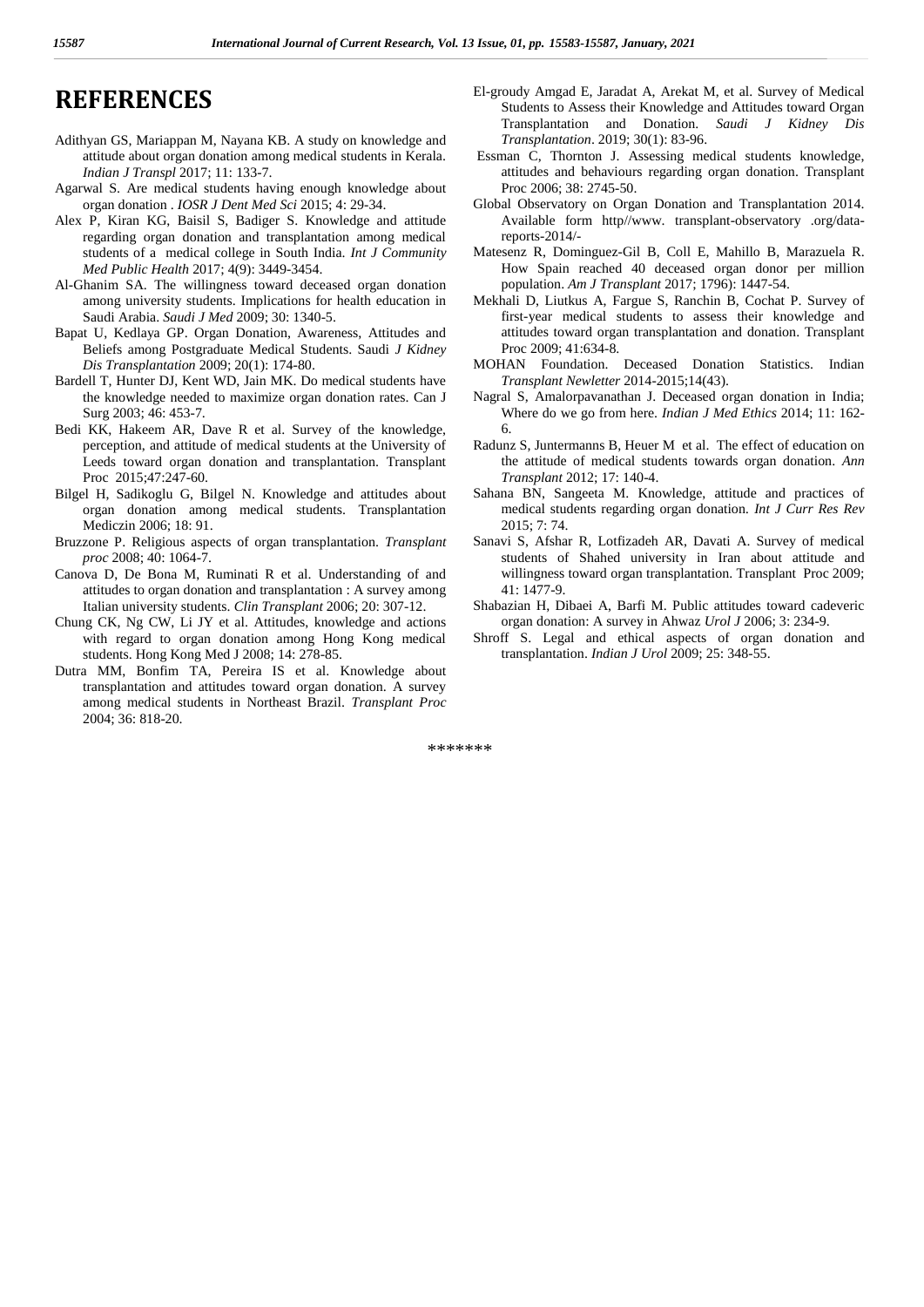# REFERENCES

Adithyan GS, Mariappan M, Nayana KB. A study on knowledge and attitude about organ donation among medical students in Kerala. *Indian J Transpl* 2017; 11: 133-7.

Agarwal S. Are medical students having enough knowledge about organ donation . *IOSR J Dent Med Sci* 2015; 4: 29-34.

Alex P, Kiran KG, Baisil S, Badiger S. Knowledge and attitude regarding organ donation and transplantation among medical students of a medical college in South India. *Int J Community Med Public Health* 2017; 4(9): 3449-3454.

Al-Ghanim SA. The willingness toward deceased organ donation among university students. Implications for health education in Saudi Arabia. *Saudi J Med* 2009; 30: 1340-5.

Bapat U, Kedlaya GP. Organ Donation, Awareness, Attitudes and Beliefs among Postgraduate Medical Students. Saudi *J Kidney Dis Transplantation* 2009; 20(1): 174-80.

Bardell T, Hunter DJ, Kent WD, Jain MK. Do medical students have the knowledge needed to maximize organ donation rates. Can J Surg 2003; 46: 453-7.

Bedi KK, Hakeem AR, Dave R et al. Survey of the knowledge, perception, and attitude of medical students at the University of Leeds toward organ donation and transplantation. Transplant Proc 2015;47:247-60.

Bilgel H, Sadikoglu G, Bilgel N. Knowledge and attitudes about organ donation among medical students. Transplantation Mediczin 2006; 18: 91.

Bruzzone P. Religious aspects of organ transplantation. *Transplant proc* 2008; 40: 1064-7.

Canova D, De Bona M, Ruminati R et al. Understanding of and attitudes to organ donation and transplantation : A survey among Italian university students. *Clin Transplant* 2006; 20: 307-12.

Chung CK, Ng CW, Li JY et al. Attitudes, knowledge and actions with regard to organ donation among Hong Kong medical students. Hong Kong Med J 2008; 14: 278-85.

Dutra MM, Bonfim TA, Pereira IS et al. Knowledge about transplantation and attitudes toward organ donation. A survey among medical students in Northeast Brazil. *Transplant Proc* 2004; 36: 818-20.

El-groudy Amgad E, Jaradat A, Arekat M, et al. Survey of Medical Students to Assess their Knowledge and Attitudes toward Organ Transplantation and Donation. *Saudi J Kidney Dis Transplantation*. 2019; 30(1): 83-96.

Essman C, Thornton J. Assessing medical students knowledge, attitudes and behaviours regarding organ donation. Transplant Proc 2006; 38: 2745-50.

Global Observatory on Organ Donation and Transplantation 2014. Available form http//www. transplant-observatory .org/data-reports-2014/-

Matesenz R, Dominguez-Gil B, Coll E, Mahillo B, Marazuela R. How Spain reached 40 deceased organ donor per million population. *Am J Transplant* 2017; 1796): 1447-54.

Mekhali D, Liutkus A, Fargue S, Ranchin B, Cochat P. Survey of first-year medical students to assess their knowledge and attitudes toward organ transplantation and donation. Transplant Proc 2009; 41:634-8.

MOHAN Foundation. Deceased Donation Statistics. Indian *Transplant Newletter* 2014-2015;14(43).

Nagral S, Amalorpavanathan J. Deceased organ donation in India; Where do we go from here. *Indian J Med Ethics* 2014; 11: 162-6.

Radunz S, Juntermanns B, Heuer M et al. The effect of education on the attitude of medical students towards organ donation. *Ann Transplant* 2012; 17: 140-4.

Sahana BN, Sangeeta M. Knowledge, attitude and practices of medical students regarding organ donation. *Int J Curr Res Rev* 2015; 7: 74.

Sanavi S, Afshar R, Lotfizadeh AR, Davati A. Survey of medical students of Shahed university in Iran about attitude and willingness toward organ transplantation. Transplant Proc 2009; 41: 1477-9.

Shabazian H, Dibaei A, Barfi M. Public attitudes toward cadeveric organ donation: A survey in Ahwaz *Urol J* 2006; 3: 234-9.

Shroff S. Legal and ethical aspects of organ donation and transplantation. *Indian J Urol* 2009; 25: 348-55.

*******